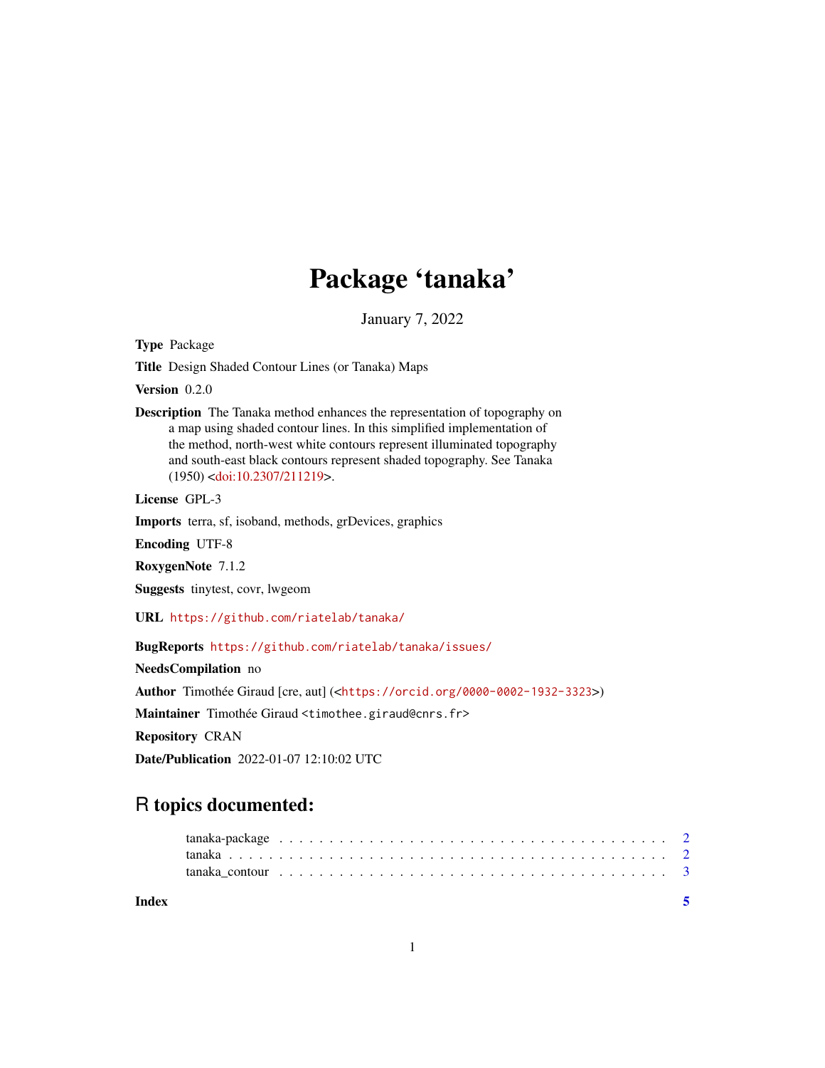# Package 'tanaka'

January 7, 2022

**Type** Package

**Title** Design Shaded Contour Lines (or Tanaka) Maps

**Version** 0.2.0

**Description** The Tanaka method enhances the representation of topography on a map using shaded contour lines. In this simplified implementation of the method, north-west white contours represent illuminated topography and south-east black contours represent shaded topography. See Tanaka (1950) <doi:10.2307/211219>.

**License** GPL-3

**Imports** terra, sf, isoband, methods, grDevices, graphics

**Encoding** UTF-8

**RoxygenNote** 7.1.2

**Suggests** tinytest, covr, lwgeom

**URL** https://github.com/riatelab/tanaka/

**BugReports** https://github.com/riatelab/tanaka/issues/

**NeedsCompilation** no

**Author** Timothée Giraud [cre, aut] (<https://orcid.org/0000-0002-1932-3323>)

**Maintainer** Timothée Giraud <timothee.giraud@cnrs.fr>

**Repository** CRAN

**Date/Publication** 2022-01-07 12:10:02 UTC

## R topics documented:

- tanaka-package . . . . . . . . . . . . . . . . . . . . . . . . . . . . . . . . . . . . . . . 2
- tanaka . . . . . . . . . . . . . . . . . . . . . . . . . . . . . . . . . . . . . . . . . . . 2
- tanaka_contour . . . . . . . . . . . . . . . . . . . . . . . . . . . . . . . . . . . . . . . 3

**Index** 5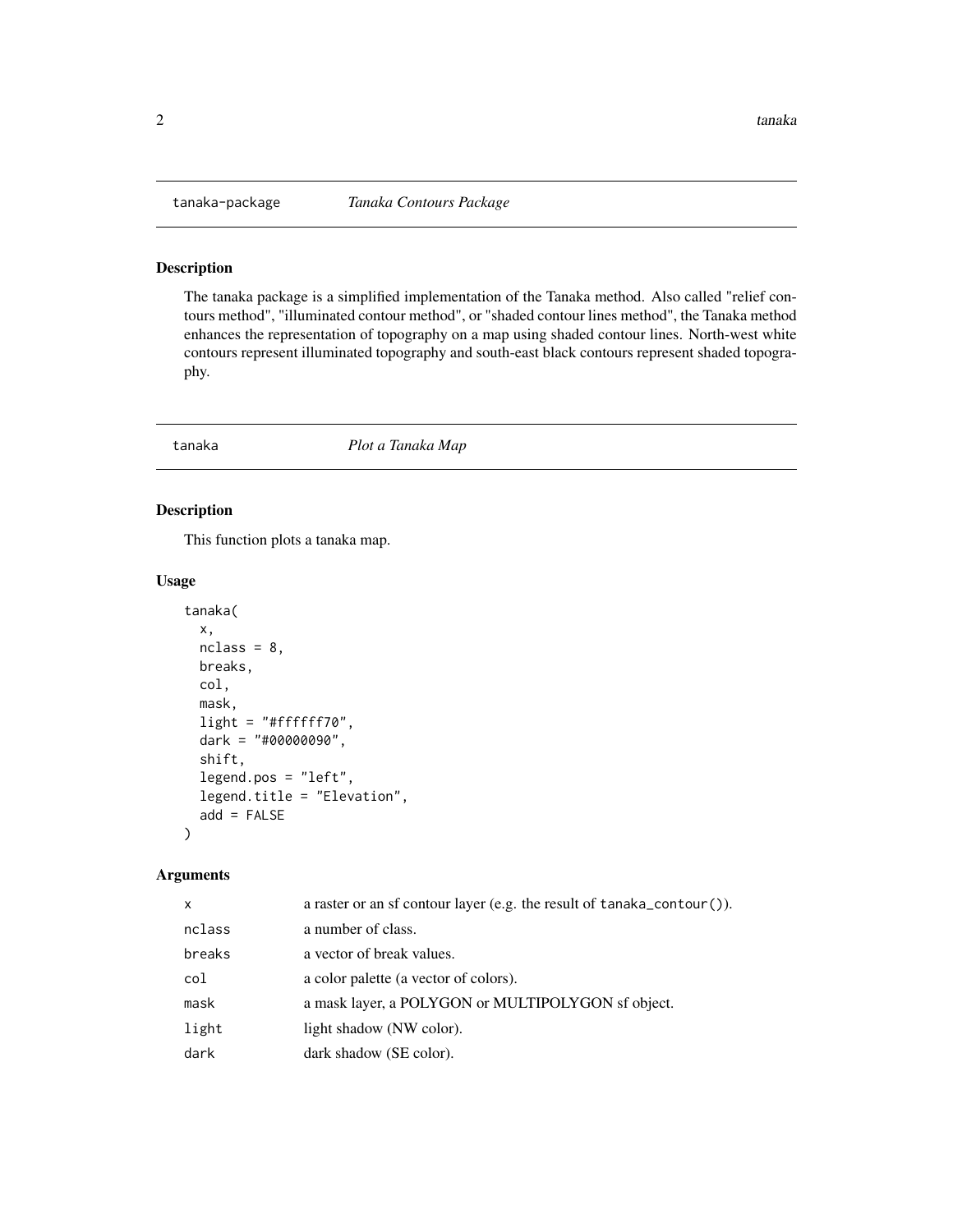## tanaka-package *Tanaka Contours Package*

### Description

The tanaka package is a simplified implementation of the Tanaka method. Also called "relief contours method", "illuminated contour method", or "shaded contour lines method", the Tanaka method enhances the representation of topography on a map using shaded contour lines. North-west white contours represent illuminated topography and south-east black contours represent shaded topography.

## tanaka *Plot a Tanaka Map*

### Description

This function plots a tanaka map.

### Usage

```
tanaka(
  x,
  nclass = 8,
  breaks,
  col,
  mask,
  light = "#ffffff70",
  dark = "#00000090",
  shift,
  legend.pos = "left",
  legend.title = "Elevation",
  add = FALSE
)
```

### Arguments

| | |
|---|---|
| x | a raster or an sf contour layer (e.g. the result of tanaka_contour()). |
| nclass | a number of class. |
| breaks | a vector of break values. |
| col | a color palette (a vector of colors). |
| mask | a mask layer, a POLYGON or MULTIPOLYGON sf object. |
| light | light shadow (NW color). |
| dark | dark shadow (SE color). |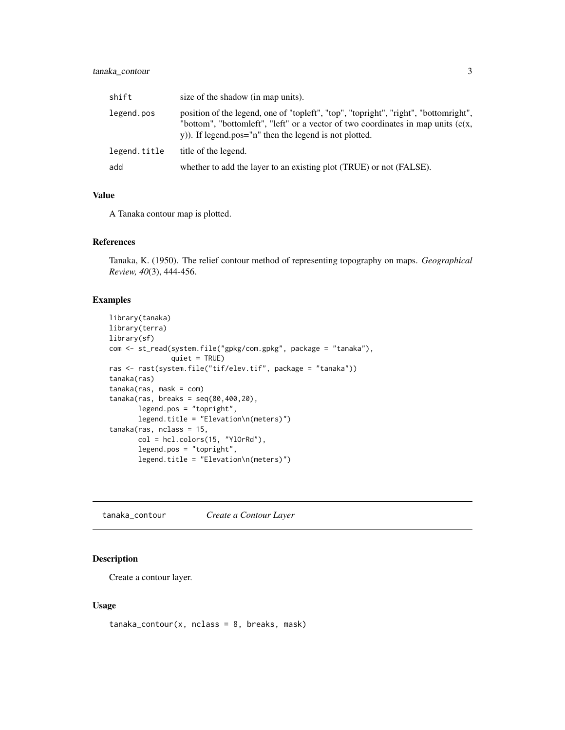| | |
|---|---|
| shift | size of the shadow (in map units). |
| legend.pos | position of the legend, one of "topleft", "top", "topright", "right", "bottomright", "bottom", "bottomleft", "left" or a vector of two coordinates in map units (c(x, y)). If legend.pos="n" then the legend is not plotted. |
| legend.title | title of the legend. |
| add | whether to add the layer to an existing plot (TRUE) or not (FALSE). |

### Value

A Tanaka contour map is plotted.

### References

Tanaka, K. (1950). The relief contour method of representing topography on maps. *Geographical Review, 40*(3), 444-456.

### Examples

```
library(tanaka)
library(terra)
library(sf)
com <- st_read(system.file("gpkg/com.gpkg", package = "tanaka"),
               quiet = TRUE)
ras <- rast(system.file("tif/elev.tif", package = "tanaka"))
tanaka(ras)
tanaka(ras, mask = com)
tanaka(ras, breaks = seq(80,400,20),
       legend.pos = "topright",
       legend.title = "Elevation\n(meters)")
tanaka(ras, nclass = 15,
       col = hcl.colors(15, "YlOrRd"),
       legend.pos = "topright",
       legend.title = "Elevation\n(meters)")
```

---

## tanaka_contour — *Create a Contour Layer*

### Description

Create a contour layer.

### Usage

```
tanaka_contour(x, nclass = 8, breaks, mask)
```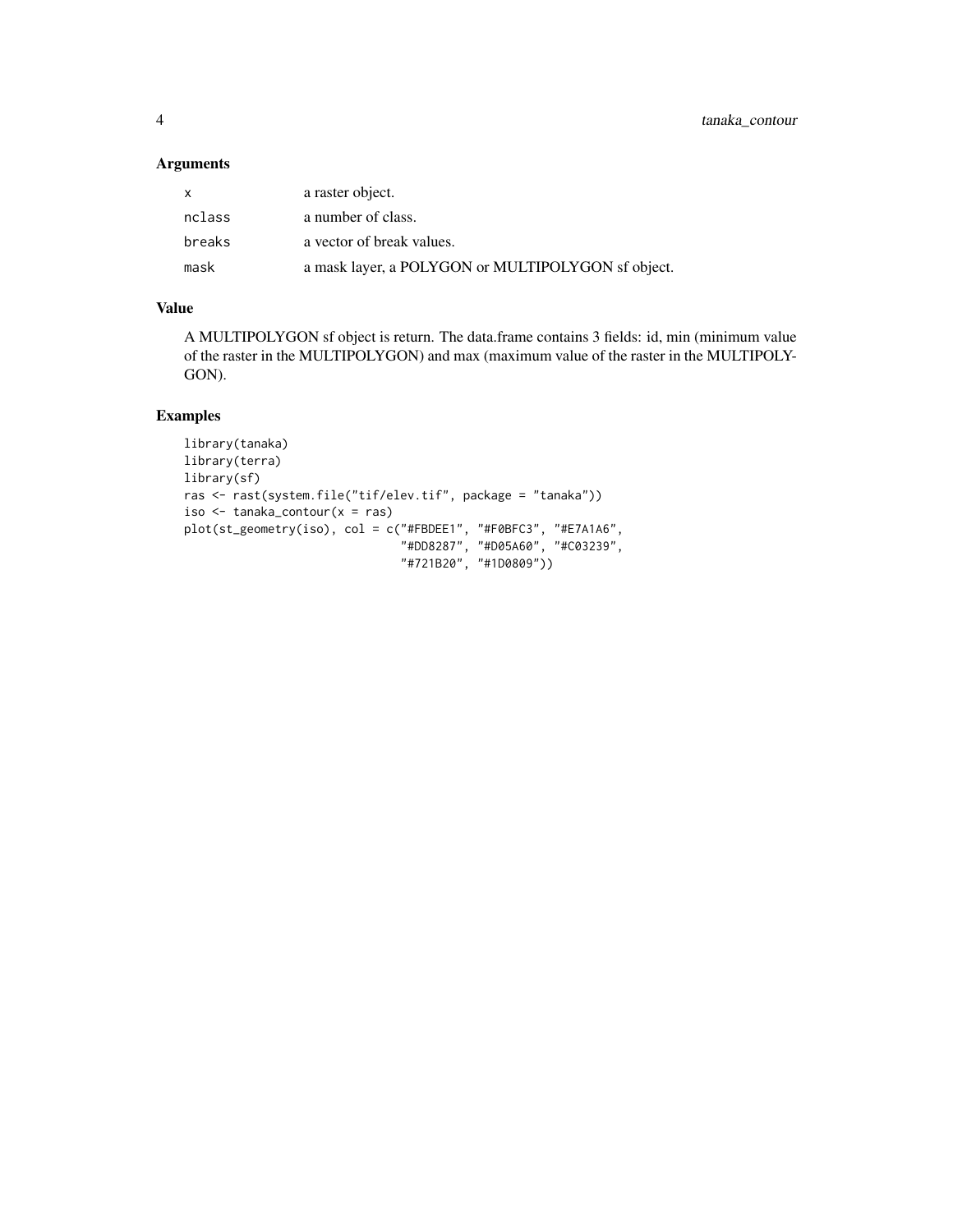## Arguments

| | |
|---|---|
| x | a raster object. |
| nclass | a number of class. |
| breaks | a vector of break values. |
| mask | a mask layer, a POLYGON or MULTIPOLYGON sf object. |

## Value

A MULTIPOLYGON sf object is return. The data.frame contains 3 fields: id, min (minimum value of the raster in the MULTIPOLYGON) and max (maximum value of the raster in the MULTIPOLYGON).

## Examples

```
library(tanaka)
library(terra)
library(sf)
ras <- rast(system.file("tif/elev.tif", package = "tanaka"))
iso <- tanaka_contour(x = ras)
plot(st_geometry(iso), col = c("#FBDEE1", "#F0BFC3", "#E7A1A6",
                               "#DD8287", "#D05A60", "#C03239",
                               "#721B20", "#1D0809"))
```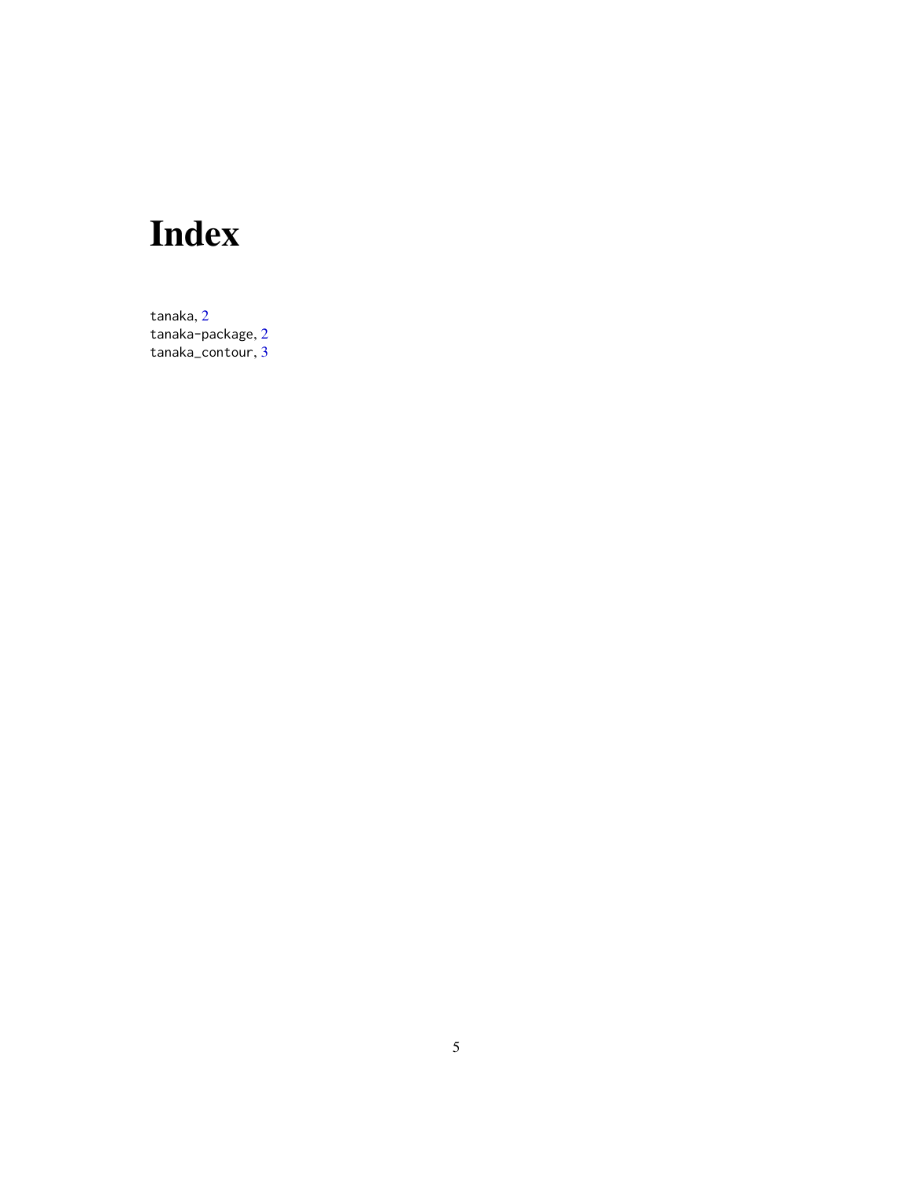# Index

tanaka, 2
tanaka-package, 2
tanaka_contour, 3